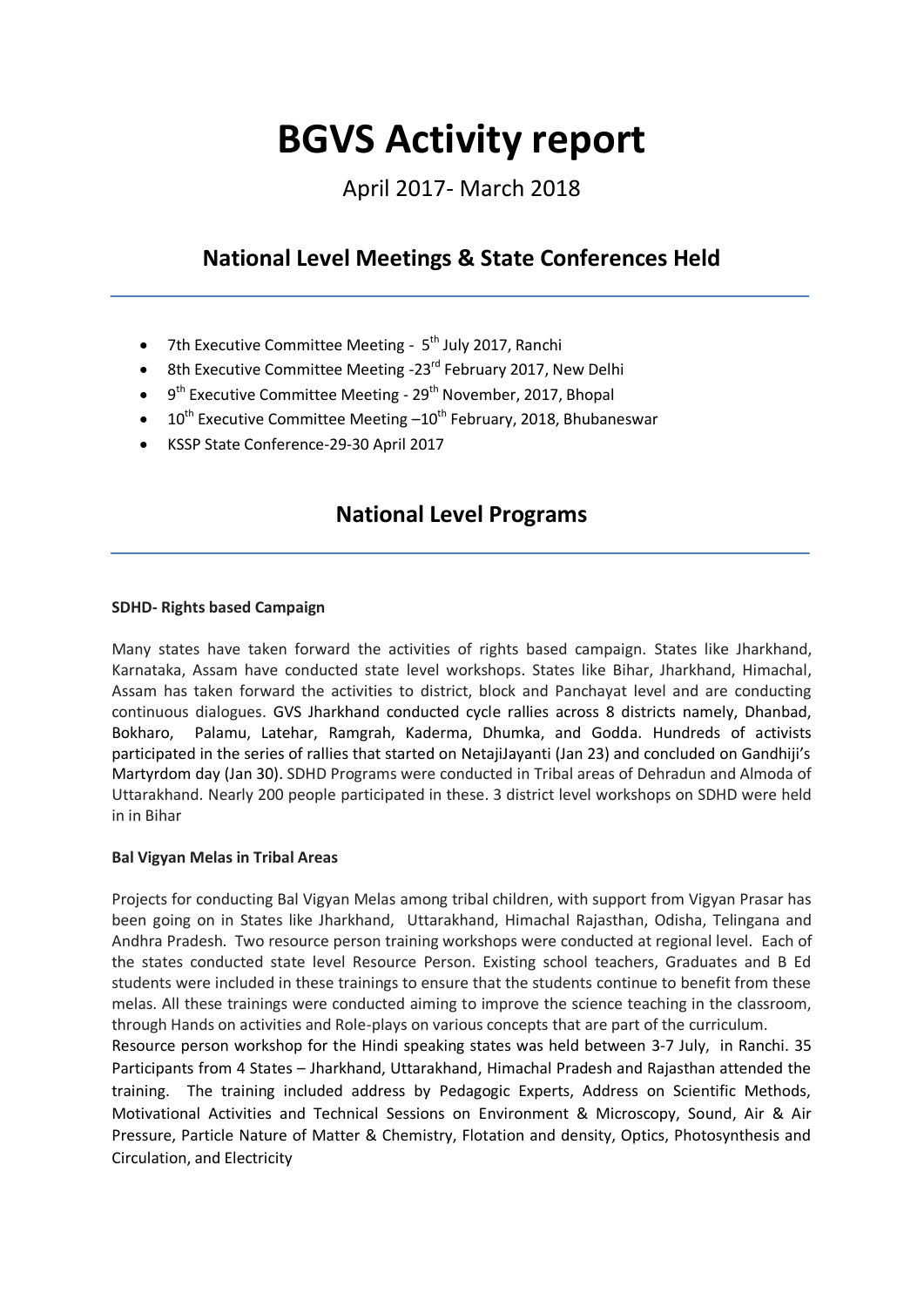# BGVS Activity report

April 2017- March 2018

## National Level Meetings & State Conferences Held

- 7th Executive Committee Meeting - 5th July 2017, Ranchi
- 8th Executive Committee Meeting -23rd February 2017, New Delhi
- 9th Executive Committee Meeting - 29th November, 2017, Bhopal
- 10th Executive Committee Meeting –10th February, 2018, Bhubaneswar
- KSSP State Conference-29-30 April 2017

## National Level Programs

**SDHD- Rights based Campaign**

Many states have taken forward the activities of rights based campaign. States like Jharkhand, Karnataka, Assam have conducted state level workshops. States like Bihar, Jharkhand, Himachal, Assam has taken forward the activities to district, block and Panchayat level and are conducting continuous dialogues. GVS Jharkhand conducted cycle rallies across 8 districts namely, Dhanbad, Bokharo, Palamu, Latehar, Ramgrah, Kaderma, Dhumka, and Godda. Hundreds of activists participated in the series of rallies that started on NetajiJayanti (Jan 23) and concluded on Gandhiji's Martyrdom day (Jan 30). SDHD Programs were conducted in Tribal areas of Dehradun and Almoda of Uttarakhand. Nearly 200 people participated in these. 3 district level workshops on SDHD were held in in Bihar

**Bal Vigyan Melas in Tribal Areas**

Projects for conducting Bal Vigyan Melas among tribal children, with support from Vigyan Prasar has been going on in States like Jharkhand, Uttarakhand, Himachal Rajasthan, Odisha, Telingana and Andhra Pradesh. Two resource person training workshops were conducted at regional level. Each of the states conducted state level Resource Person. Existing school teachers, Graduates and B Ed students were included in these trainings to ensure that the students continue to benefit from these melas. All these trainings were conducted aiming to improve the science teaching in the classroom, through Hands on activities and Role-plays on various concepts that are part of the curriculum.

Resource person workshop for the Hindi speaking states was held between 3-7 July, in Ranchi. 35 Participants from 4 States – Jharkhand, Uttarakhand, Himachal Pradesh and Rajasthan attended the training. The training included address by Pedagogic Experts, Address on Scientific Methods, Motivational Activities and Technical Sessions on Environment & Microscopy, Sound, Air & Air Pressure, Particle Nature of Matter & Chemistry, Flotation and density, Optics, Photosynthesis and Circulation, and Electricity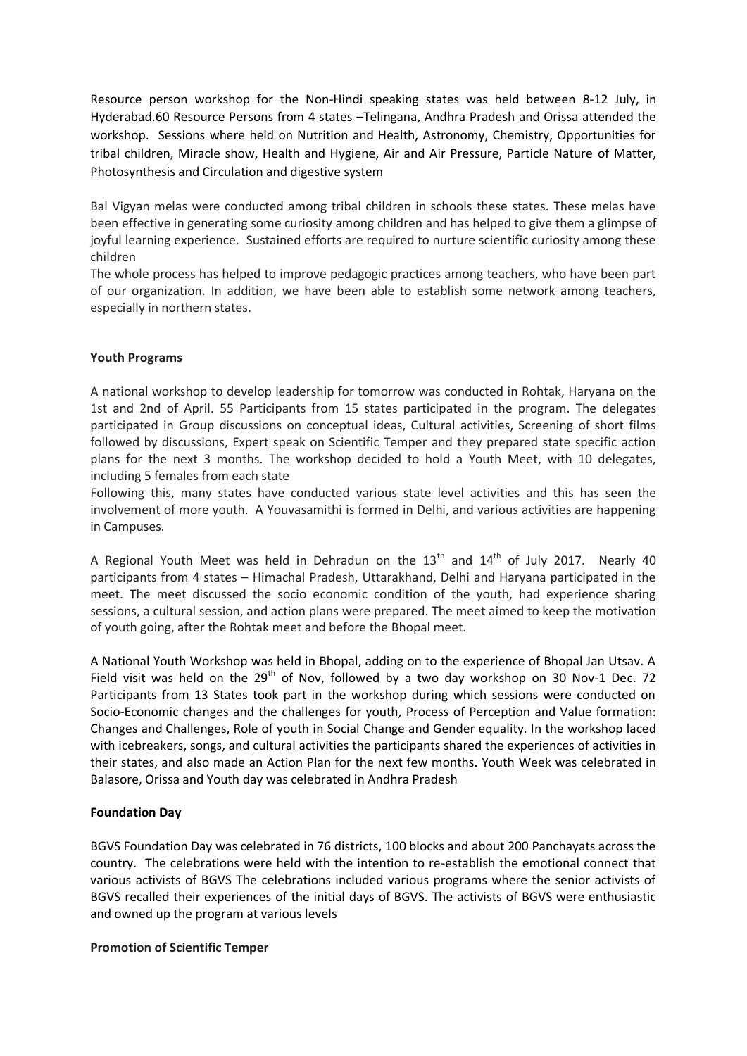Resource person workshop for the Non-Hindi speaking states was held between 8-12 July, in Hyderabad.60 Resource Persons from 4 states –Telingana, Andhra Pradesh and Orissa attended the workshop. Sessions where held on Nutrition and Health, Astronomy, Chemistry, Opportunities for tribal children, Miracle show, Health and Hygiene, Air and Air Pressure, Particle Nature of Matter, Photosynthesis and Circulation and digestive system

Bal Vigyan melas were conducted among tribal children in schools these states. These melas have been effective in generating some curiosity among children and has helped to give them a glimpse of joyful learning experience. Sustained efforts are required to nurture scientific curiosity among these children

The whole process has helped to improve pedagogic practices among teachers, who have been part of our organization. In addition, we have been able to establish some network among teachers, especially in northern states.

**Youth Programs**

A national workshop to develop leadership for tomorrow was conducted in Rohtak, Haryana on the 1st and 2nd of April. 55 Participants from 15 states participated in the program. The delegates participated in Group discussions on conceptual ideas, Cultural activities, Screening of short films followed by discussions, Expert speak on Scientific Temper and they prepared state specific action plans for the next 3 months. The workshop decided to hold a Youth Meet, with 10 delegates, including 5 females from each state

Following this, many states have conducted various state level activities and this has seen the involvement of more youth. A Youvasamithi is formed in Delhi, and various activities are happening in Campuses.

A Regional Youth Meet was held in Dehradun on the 13th and 14th of July 2017. Nearly 40 participants from 4 states – Himachal Pradesh, Uttarakhand, Delhi and Haryana participated in the meet. The meet discussed the socio economic condition of the youth, had experience sharing sessions, a cultural session, and action plans were prepared. The meet aimed to keep the motivation of youth going, after the Rohtak meet and before the Bhopal meet.

A National Youth Workshop was held in Bhopal, adding on to the experience of Bhopal Jan Utsav. A Field visit was held on the 29th of Nov, followed by a two day workshop on 30 Nov-1 Dec. 72 Participants from 13 States took part in the workshop during which sessions were conducted on Socio-Economic changes and the challenges for youth, Process of Perception and Value formation: Changes and Challenges, Role of youth in Social Change and Gender equality. In the workshop laced with icebreakers, songs, and cultural activities the participants shared the experiences of activities in their states, and also made an Action Plan for the next few months. Youth Week was celebrated in Balasore, Orissa and Youth day was celebrated in Andhra Pradesh

**Foundation Day**

BGVS Foundation Day was celebrated in 76 districts, 100 blocks and about 200 Panchayats across the country. The celebrations were held with the intention to re-establish the emotional connect that various activists of BGVS The celebrations included various programs where the senior activists of BGVS recalled their experiences of the initial days of BGVS. The activists of BGVS were enthusiastic and owned up the program at various levels

**Promotion of Scientific Temper**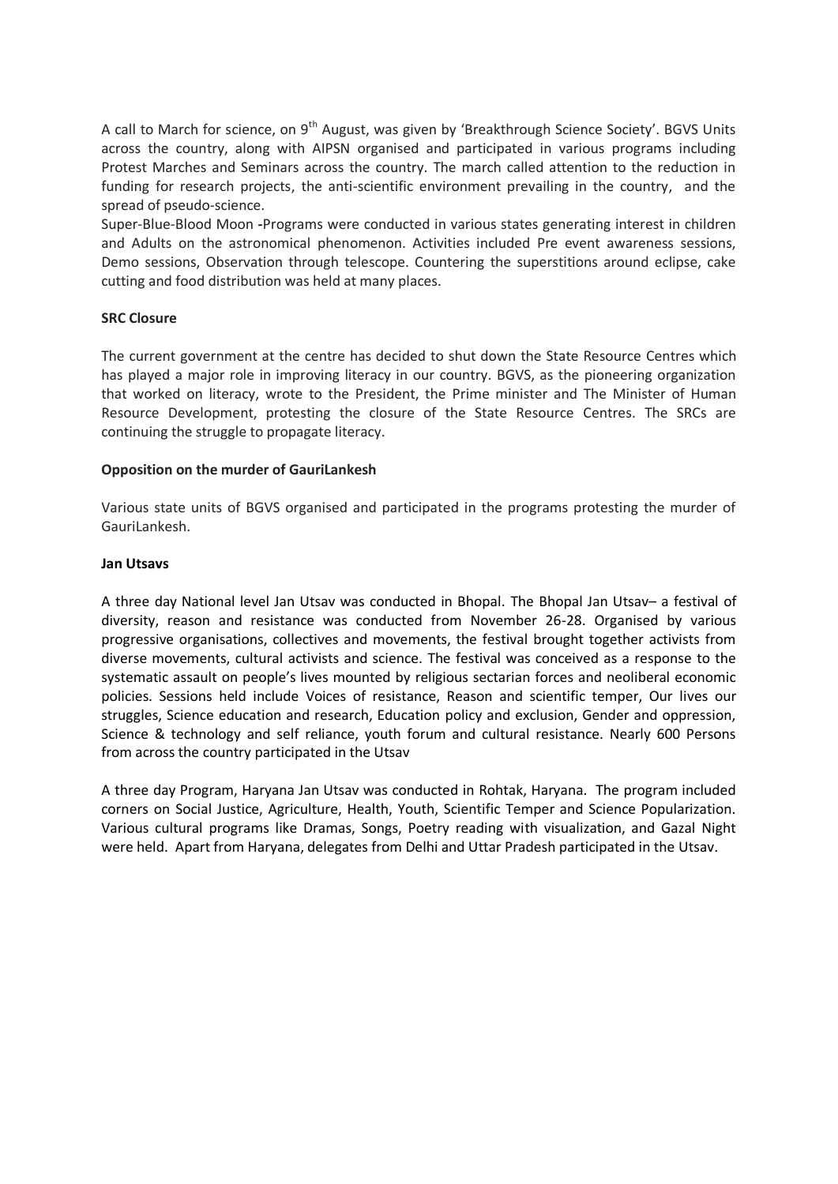A call to March for science, on 9th August, was given by 'Breakthrough Science Society'. BGVS Units across the country, along with AIPSN organised and participated in various programs including Protest Marches and Seminars across the country. The march called attention to the reduction in funding for research projects, the anti-scientific environment prevailing in the country, and the spread of pseudo-science.

Super-Blue-Blood Moon -Programs were conducted in various states generating interest in children and Adults on the astronomical phenomenon. Activities included Pre event awareness sessions, Demo sessions, Observation through telescope. Countering the superstitions around eclipse, cake cutting and food distribution was held at many places.

**SRC Closure**

The current government at the centre has decided to shut down the State Resource Centres which has played a major role in improving literacy in our country. BGVS, as the pioneering organization that worked on literacy, wrote to the President, the Prime minister and The Minister of Human Resource Development, protesting the closure of the State Resource Centres. The SRCs are continuing the struggle to propagate literacy.

**Opposition on the murder of GauriLankesh**

Various state units of BGVS organised and participated in the programs protesting the murder of GauriLankesh.

**Jan Utsavs**

A three day National level Jan Utsav was conducted in Bhopal. The Bhopal Jan Utsav– a festival of diversity, reason and resistance was conducted from November 26-28. Organised by various progressive organisations, collectives and movements, the festival brought together activists from diverse movements, cultural activists and science. The festival was conceived as a response to the systematic assault on people's lives mounted by religious sectarian forces and neoliberal economic policies. Sessions held include Voices of resistance, Reason and scientific temper, Our lives our struggles, Science education and research, Education policy and exclusion, Gender and oppression, Science & technology and self reliance, youth forum and cultural resistance. Nearly 600 Persons from across the country participated in the Utsav

A three day Program, Haryana Jan Utsav was conducted in Rohtak, Haryana. The program included corners on Social Justice, Agriculture, Health, Youth, Scientific Temper and Science Popularization. Various cultural programs like Dramas, Songs, Poetry reading with visualization, and Gazal Night were held. Apart from Haryana, delegates from Delhi and Uttar Pradesh participated in the Utsav.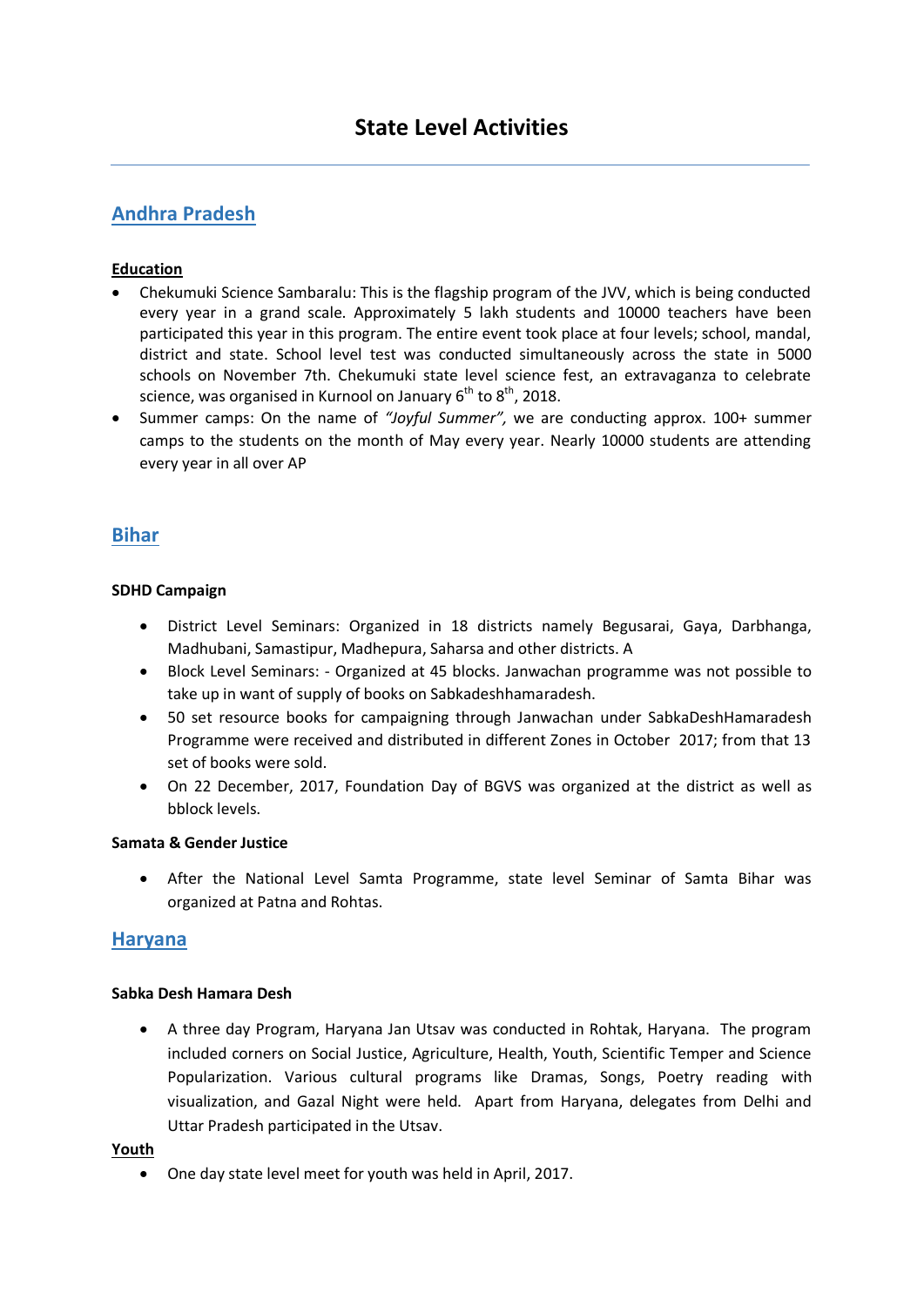# State Level Activities

## Andhra Pradesh

**Education**

- Chekumuki Science Sambaralu: This is the flagship program of the JVV, which is being conducted every year in a grand scale. Approximately 5 lakh students and 10000 teachers have been participated this year in this program. The entire event took place at four levels; school, mandal, district and state. School level test was conducted simultaneously across the state in 5000 schools on November 7th. Chekumuki state level science fest, an extravaganza to celebrate science, was organised in Kurnool on January 6th to 8th, 2018.
- Summer camps: On the name of *"Joyful Summer",* we are conducting approx. 100+ summer camps to the students on the month of May every year. Nearly 10000 students are attending every year in all over AP

## Bihar

**SDHD Campaign**

- District Level Seminars: Organized in 18 districts namely Begusarai, Gaya, Darbhanga, Madhubani, Samastipur, Madhepura, Saharsa and other districts. A
- Block Level Seminars: - Organized at 45 blocks. Janwachan programme was not possible to take up in want of supply of books on Sabkadeshhamaradesh.
- 50 set resource books for campaigning through Janwachan under SabkaDeshHamaradesh Programme were received and distributed in different Zones in October 2017; from that 13 set of books were sold.
- On 22 December, 2017, Foundation Day of BGVS was organized at the district as well as bblock levels.

**Samata & Gender Justice**

- After the National Level Samta Programme, state level Seminar of Samta Bihar was organized at Patna and Rohtas.

## Haryana

**Sabka Desh Hamara Desh**

- A three day Program, Haryana Jan Utsav was conducted in Rohtak, Haryana. The program included corners on Social Justice, Agriculture, Health, Youth, Scientific Temper and Science Popularization. Various cultural programs like Dramas, Songs, Poetry reading with visualization, and Gazal Night were held. Apart from Haryana, delegates from Delhi and Uttar Pradesh participated in the Utsav.

**Youth**

- One day state level meet for youth was held in April, 2017.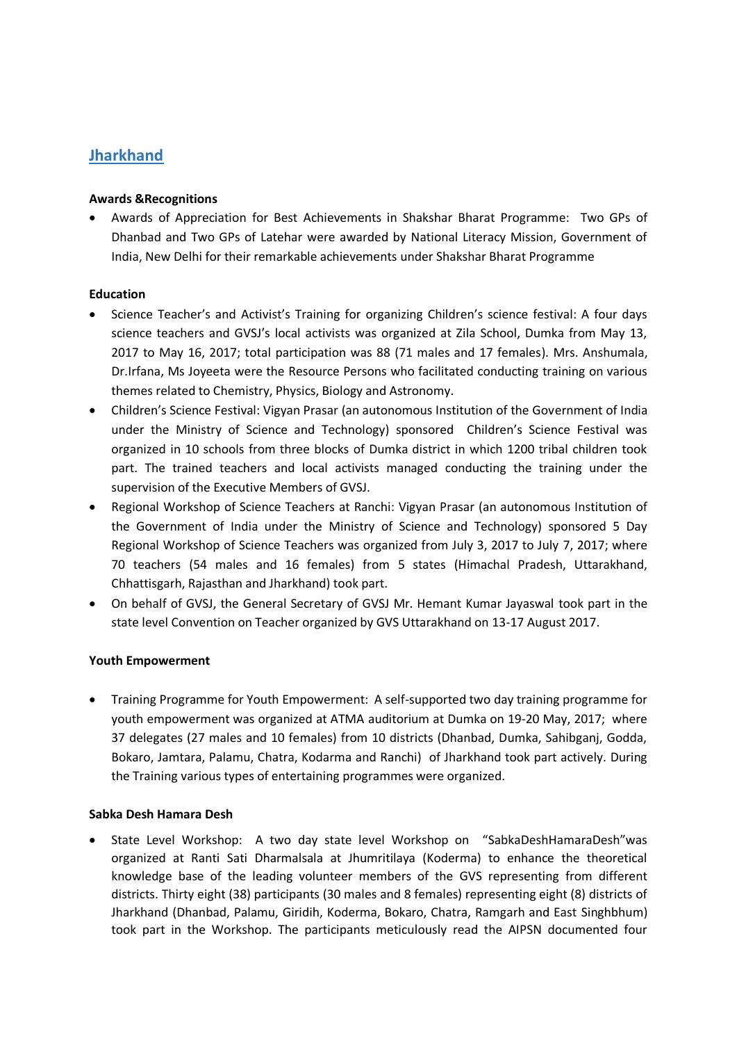## Jharkhand

**Awards &Recognitions**

- Awards of Appreciation for Best Achievements in Shakshar Bharat Programme: Two GPs of Dhanbad and Two GPs of Latehar were awarded by National Literacy Mission, Government of India, New Delhi for their remarkable achievements under Shakshar Bharat Programme

**Education**

- Science Teacher's and Activist's Training for organizing Children's science festival: A four days science teachers and GVSJ's local activists was organized at Zila School, Dumka from May 13, 2017 to May 16, 2017; total participation was 88 (71 males and 17 females). Mrs. Anshumala, Dr.Irfana, Ms Joyeeta were the Resource Persons who facilitated conducting training on various themes related to Chemistry, Physics, Biology and Astronomy.
- Children's Science Festival: Vigyan Prasar (an autonomous Institution of the Government of India under the Ministry of Science and Technology) sponsored Children's Science Festival was organized in 10 schools from three blocks of Dumka district in which 1200 tribal children took part. The trained teachers and local activists managed conducting the training under the supervision of the Executive Members of GVSJ.
- Regional Workshop of Science Teachers at Ranchi: Vigyan Prasar (an autonomous Institution of the Government of India under the Ministry of Science and Technology) sponsored 5 Day Regional Workshop of Science Teachers was organized from July 3, 2017 to July 7, 2017; where 70 teachers (54 males and 16 females) from 5 states (Himachal Pradesh, Uttarakhand, Chhattisgarh, Rajasthan and Jharkhand) took part.
- On behalf of GVSJ, the General Secretary of GVSJ Mr. Hemant Kumar Jayaswal took part in the state level Convention on Teacher organized by GVS Uttarakhand on 13-17 August 2017.

**Youth Empowerment**

- Training Programme for Youth Empowerment: A self-supported two day training programme for youth empowerment was organized at ATMA auditorium at Dumka on 19-20 May, 2017; where 37 delegates (27 males and 10 females) from 10 districts (Dhanbad, Dumka, Sahibganj, Godda, Bokaro, Jamtara, Palamu, Chatra, Kodarma and Ranchi) of Jharkhand took part actively. During the Training various types of entertaining programmes were organized.

**Sabka Desh Hamara Desh**

- State Level Workshop: A two day state level Workshop on "SabkaDeshHamaraDesh"was organized at Ranti Sati Dharmalsala at Jhumritilaya (Koderma) to enhance the theoretical knowledge base of the leading volunteer members of the GVS representing from different districts. Thirty eight (38) participants (30 males and 8 females) representing eight (8) districts of Jharkhand (Dhanbad, Palamu, Giridih, Koderma, Bokaro, Chatra, Ramgarh and East Singhbhum) took part in the Workshop. The participants meticulously read the AIPSN documented four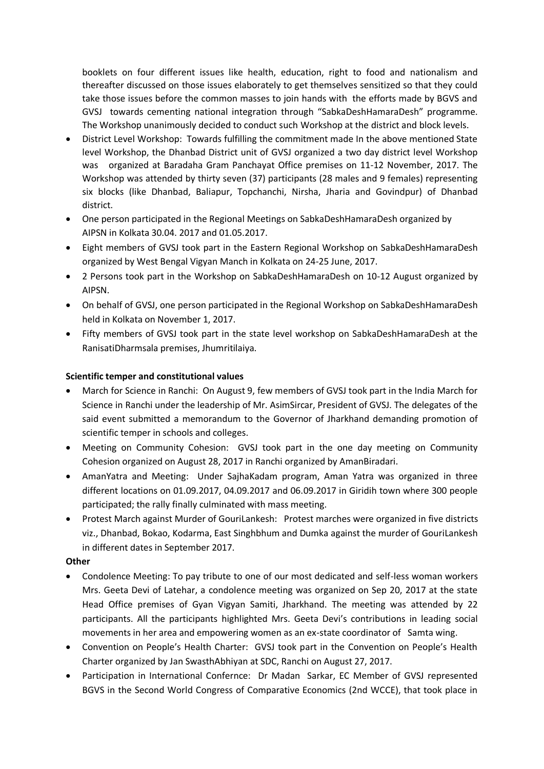booklets on four different issues like health, education, right to food and nationalism and thereafter discussed on those issues elaborately to get themselves sensitized so that they could take those issues before the common masses to join hands with the efforts made by BGVS and GVSJ towards cementing national integration through "SabkaDeshHamaraDesh" programme. The Workshop unanimously decided to conduct such Workshop at the district and block levels.

- District Level Workshop: Towards fulfilling the commitment made In the above mentioned State level Workshop, the Dhanbad District unit of GVSJ organized a two day district level Workshop was organized at Baradaha Gram Panchayat Office premises on 11-12 November, 2017. The Workshop was attended by thirty seven (37) participants (28 males and 9 females) representing six blocks (like Dhanbad, Baliapur, Topchanchi, Nirsha, Jharia and Govindpur) of Dhanbad district.
- One person participated in the Regional Meetings on SabkaDeshHamaraDesh organized by AIPSN in Kolkata 30.04. 2017 and 01.05.2017.
- Eight members of GVSJ took part in the Eastern Regional Workshop on SabkaDeshHamaraDesh organized by West Bengal Vigyan Manch in Kolkata on 24-25 June, 2017.
- 2 Persons took part in the Workshop on SabkaDeshHamaraDesh on 10-12 August organized by AIPSN.
- On behalf of GVSJ, one person participated in the Regional Workshop on SabkaDeshHamaraDesh held in Kolkata on November 1, 2017.
- Fifty members of GVSJ took part in the state level workshop on SabkaDeshHamaraDesh at the RanisatiDharmsala premises, Jhumritilaiya.

**Scientific temper and constitutional values**

- March for Science in Ranchi: On August 9, few members of GVSJ took part in the India March for Science in Ranchi under the leadership of Mr. AsimSircar, President of GVSJ. The delegates of the said event submitted a memorandum to the Governor of Jharkhand demanding promotion of scientific temper in schools and colleges.
- Meeting on Community Cohesion: GVSJ took part in the one day meeting on Community Cohesion organized on August 28, 2017 in Ranchi organized by AmanBiradari.
- AmanYatra and Meeting: Under SajhaKadam program, Aman Yatra was organized in three different locations on 01.09.2017, 04.09.2017 and 06.09.2017 in Giridih town where 300 people participated; the rally finally culminated with mass meeting.
- Protest March against Murder of GouriLankesh: Protest marches were organized in five districts viz., Dhanbad, Bokao, Kodarma, East Singhbhum and Dumka against the murder of GouriLankesh in different dates in September 2017.

**Other**

- Condolence Meeting: To pay tribute to one of our most dedicated and self-less woman workers Mrs. Geeta Devi of Latehar, a condolence meeting was organized on Sep 20, 2017 at the state Head Office premises of Gyan Vigyan Samiti, Jharkhand. The meeting was attended by 22 participants. All the participants highlighted Mrs. Geeta Devi's contributions in leading social movements in her area and empowering women as an ex-state coordinator of Samta wing.
- Convention on People's Health Charter: GVSJ took part in the Convention on People's Health Charter organized by Jan SwasthAbhiyan at SDC, Ranchi on August 27, 2017.
- Participation in International Confernce: Dr Madan Sarkar, EC Member of GVSJ represented BGVS in the Second World Congress of Comparative Economics (2nd WCCE), that took place in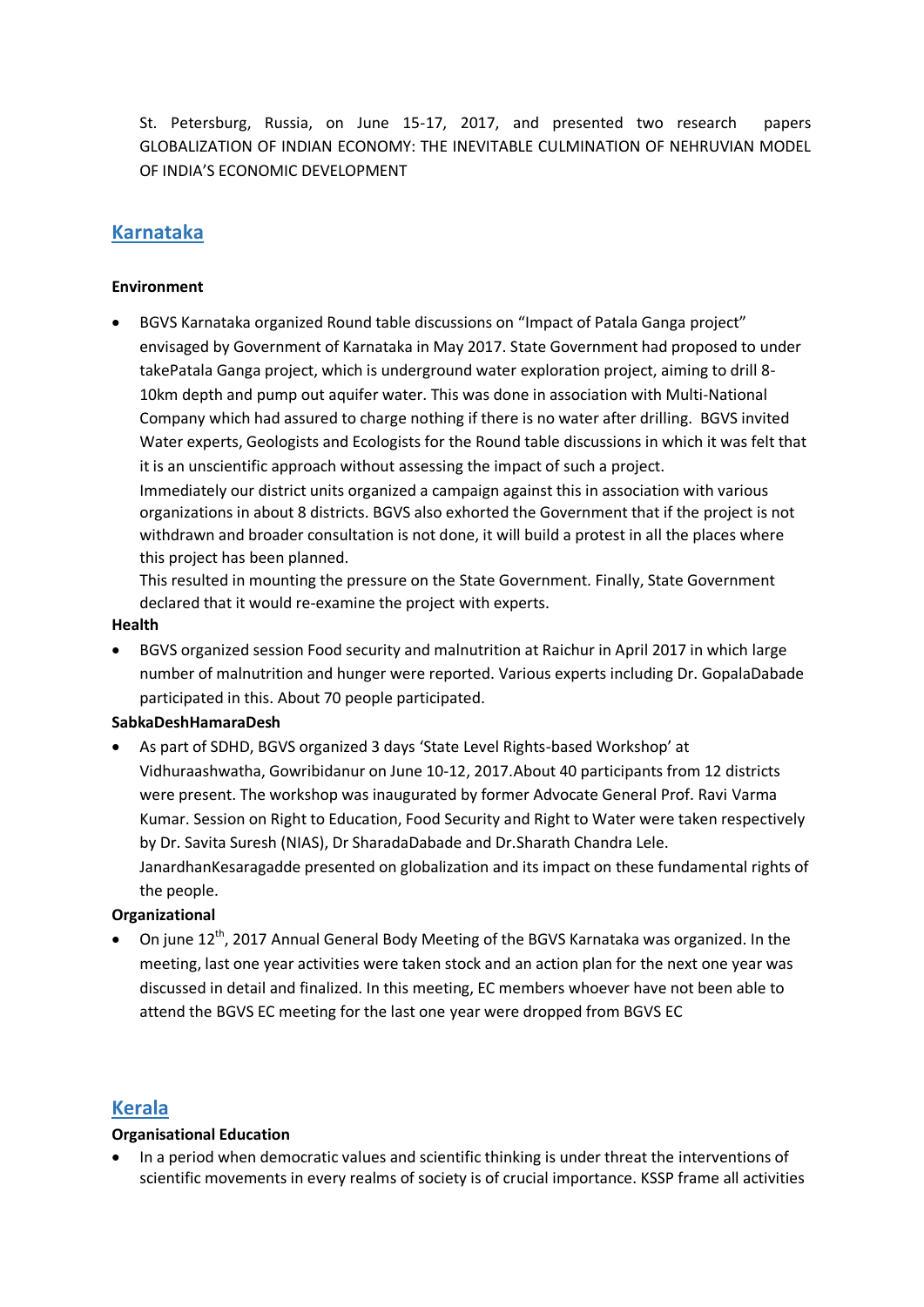St. Petersburg, Russia, on June 15-17, 2017, and presented two research papers GLOBALIZATION OF INDIAN ECONOMY: THE INEVITABLE CULMINATION OF NEHRUVIAN MODEL OF INDIA'S ECONOMIC DEVELOPMENT

## Karnataka

**Environment**

- BGVS Karnataka organized Round table discussions on "Impact of Patala Ganga project" envisaged by Government of Karnataka in May 2017. State Government had proposed to under takePatala Ganga project, which is underground water exploration project, aiming to drill 8-10km depth and pump out aquifer water. This was done in association with Multi-National Company which had assured to charge nothing if there is no water after drilling. BGVS invited Water experts, Geologists and Ecologists for the Round table discussions in which it was felt that it is an unscientific approach without assessing the impact of such a project.
  Immediately our district units organized a campaign against this in association with various organizations in about 8 districts. BGVS also exhorted the Government that if the project is not withdrawn and broader consultation is not done, it will build a protest in all the places where this project has been planned.
  This resulted in mounting the pressure on the State Government. Finally, State Government declared that it would re-examine the project with experts.

**Health**

- BGVS organized session Food security and malnutrition at Raichur in April 2017 in which large number of malnutrition and hunger were reported. Various experts including Dr. GopalaDabade participated in this. About 70 people participated.

**SabkaDeshHamaraDesh**

- As part of SDHD, BGVS organized 3 days 'State Level Rights-based Workshop' at Vidhuraashwatha, Gowribidanur on June 10-12, 2017.About 40 participants from 12 districts were present. The workshop was inaugurated by former Advocate General Prof. Ravi Varma Kumar. Session on Right to Education, Food Security and Right to Water were taken respectively by Dr. Savita Suresh (NIAS), Dr SharadaDabade and Dr.Sharath Chandra Lele. JanardhanKesaragadde presented on globalization and its impact on these fundamental rights of the people.

**Organizational**

- On june 12th, 2017 Annual General Body Meeting of the BGVS Karnataka was organized. In the meeting, last one year activities were taken stock and an action plan for the next one year was discussed in detail and finalized. In this meeting, EC members whoever have not been able to attend the BGVS EC meeting for the last one year were dropped from BGVS EC

## Kerala

**Organisational Education**

- In a period when democratic values and scientific thinking is under threat the interventions of scientific movements in every realms of society is of crucial importance. KSSP frame all activities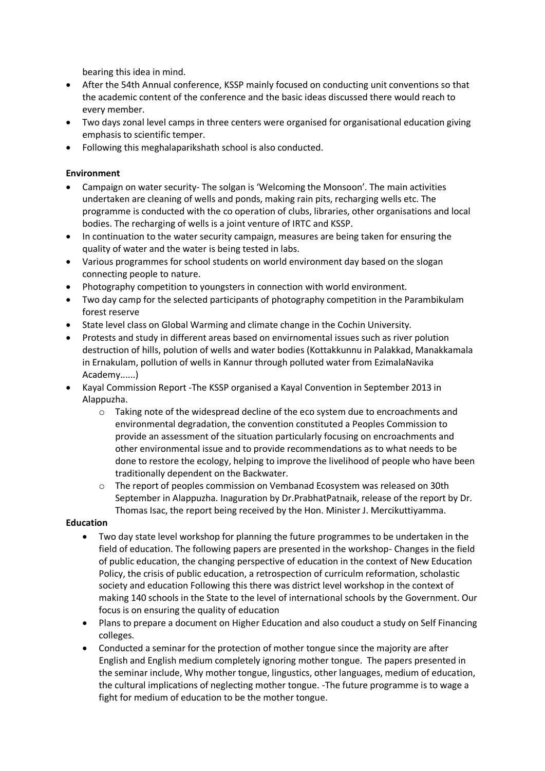bearing this idea in mind.

- After the 54th Annual conference, KSSP mainly focused on conducting unit conventions so that the academic content of the conference and the basic ideas discussed there would reach to every member.
- Two days zonal level camps in three centers were organised for organisational education giving emphasis to scientific temper.
- Following this meghalaparikshath school is also conducted.

**Environment**

- Campaign on water security- The solgan is 'Welcoming the Monsoon'. The main activities undertaken are cleaning of wells and ponds, making rain pits, recharging wells etc. The programme is conducted with the co operation of clubs, libraries, other organisations and local bodies. The recharging of wells is a joint venture of IRTC and KSSP.
- In continuation to the water security campaign, measures are being taken for ensuring the quality of water and the water is being tested in labs.
- Various programmes for school students on world environment day based on the slogan connecting people to nature.
- Photography competition to youngsters in connection with world environment.
- Two day camp for the selected participants of photography competition in the Parambikulam forest reserve
- State level class on Global Warming and climate change in the Cochin University.
- Protests and study in different areas based on envirnomental issues such as river polution destruction of hills, polution of wells and water bodies (Kottakkunnu in Palakkad, Manakkamala in Ernakulam, pollution of wells in Kannur through polluted water from EzimalaNavika Academy......)
- Kayal Commission Report -The KSSP organised a Kayal Convention in September 2013 in Alappuzha.
    - Taking note of the widespread decline of the eco system due to encroachments and environmental degradation, the convention constituted a Peoples Commission to provide an assessment of the situation particularly focusing on encroachments and other environmental issue and to provide recommendations as to what needs to be done to restore the ecology, helping to improve the livelihood of people who have been traditionally dependent on the Backwater.
    - The report of peoples commission on Vembanad Ecosystem was released on 30th September in Alappuzha. Inaguration by Dr.PrabhatPatnaik, release of the report by Dr. Thomas Isac, the report being received by the Hon. Minister J. Mercikuttiyamma.

**Education**

- Two day state level workshop for planning the future programmes to be undertaken in the field of education. The following papers are presented in the workshop- Changes in the field of public education, the changing perspective of education in the context of New Education Policy, the crisis of public education, a retrospection of curriculm reformation, scholastic society and education Following this there was district level workshop in the context of making 140 schools in the State to the level of international schools by the Government. Our focus is on ensuring the quality of education
- Plans to prepare a document on Higher Education and also couduct a study on Self Financing colleges.
- Conducted a seminar for the protection of mother tongue since the majority are after English and English medium completely ignoring mother tongue. The papers presented in the seminar include, Why mother tongue, lingustics, other languages, medium of education, the cultural implications of neglecting mother tongue. -The future programme is to wage a fight for medium of education to be the mother tongue.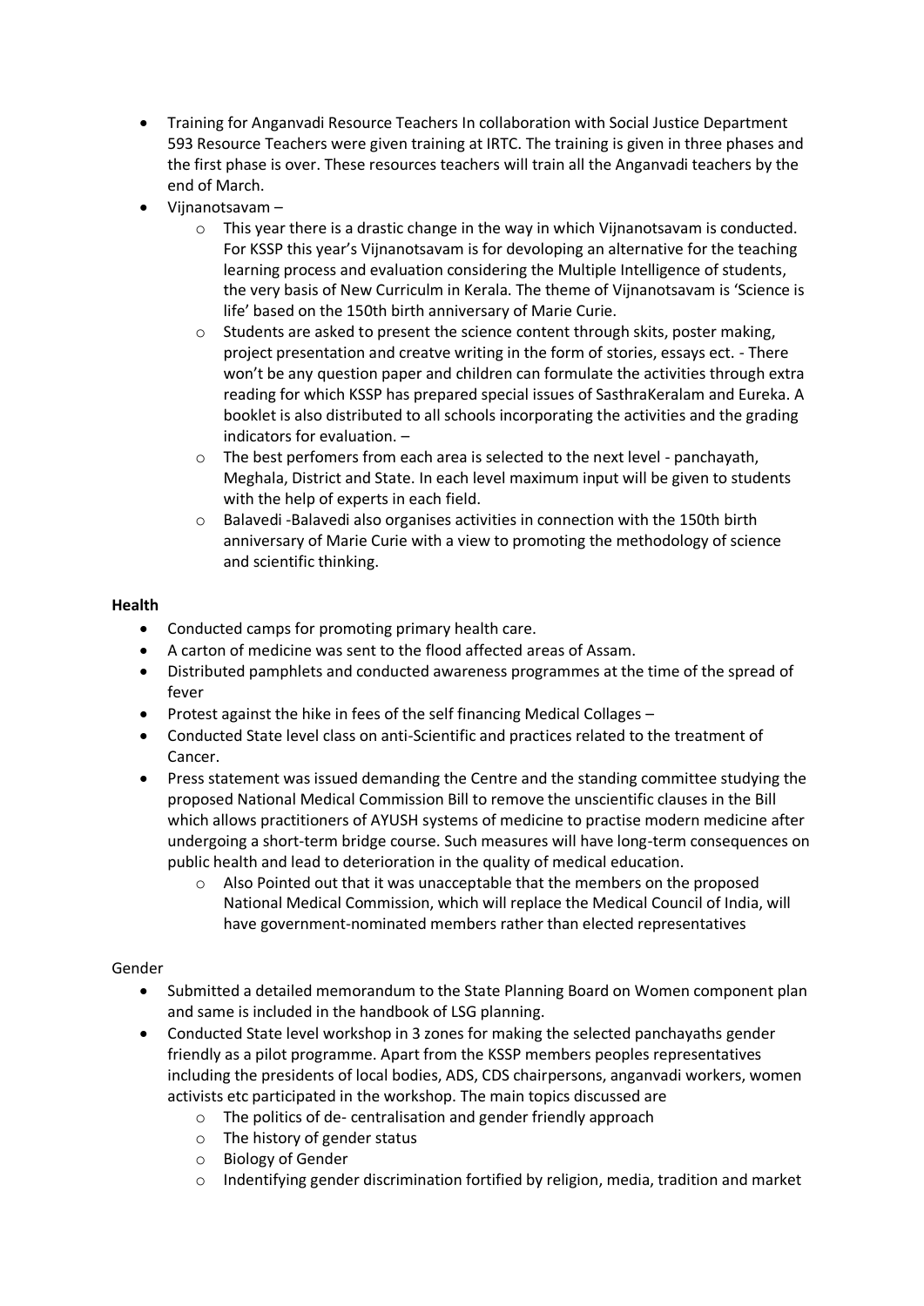- Training for Anganvadi Resource Teachers In collaboration with Social Justice Department 593 Resource Teachers were given training at IRTC. The training is given in three phases and the first phase is over. These resources teachers will train all the Anganvadi teachers by the end of March.
- Vijnanotsavam –
  - This year there is a drastic change in the way in which Vijnanotsavam is conducted. For KSSP this year's Vijnanotsavam is for devoloping an alternative for the teaching learning process and evaluation considering the Multiple Intelligence of students, the very basis of New Curriculm in Kerala. The theme of Vijnanotsavam is 'Science is life' based on the 150th birth anniversary of Marie Curie.
  - Students are asked to present the science content through skits, poster making, project presentation and creatve writing in the form of stories, essays ect. - There won't be any question paper and children can formulate the activities through extra reading for which KSSP has prepared special issues of SasthraKeralam and Eureka. A booklet is also distributed to all schools incorporating the activities and the grading indicators for evaluation. –
  - The best perfomers from each area is selected to the next level - panchayath, Meghala, District and State. In each level maximum input will be given to students with the help of experts in each field.
  - Balavedi -Balavedi also organises activities in connection with the 150th birth anniversary of Marie Curie with a view to promoting the methodology of science and scientific thinking.

**Health**

- Conducted camps for promoting primary health care.
- A carton of medicine was sent to the flood affected areas of Assam.
- Distributed pamphlets and conducted awareness programmes at the time of the spread of fever
- Protest against the hike in fees of the self financing Medical Collages –
- Conducted State level class on anti-Scientific and practices related to the treatment of Cancer.
- Press statement was issued demanding the Centre and the standing committee studying the proposed National Medical Commission Bill to remove the unscientific clauses in the Bill which allows practitioners of AYUSH systems of medicine to practise modern medicine after undergoing a short-term bridge course. Such measures will have long-term consequences on public health and lead to deterioration in the quality of medical education.
  - Also Pointed out that it was unacceptable that the members on the proposed National Medical Commission, which will replace the Medical Council of India, will have government-nominated members rather than elected representatives

Gender

- Submitted a detailed memorandum to the State Planning Board on Women component plan and same is included in the handbook of LSG planning.
- Conducted State level workshop in 3 zones for making the selected panchayaths gender friendly as a pilot programme. Apart from the KSSP members peoples representatives including the presidents of local bodies, ADS, CDS chairpersons, anganvadi workers, women activists etc participated in the workshop. The main topics discussed are
  - The politics of de- centralisation and gender friendly approach
  - The history of gender status
  - Biology of Gender
  - Indentifying gender discrimination fortified by religion, media, tradition and market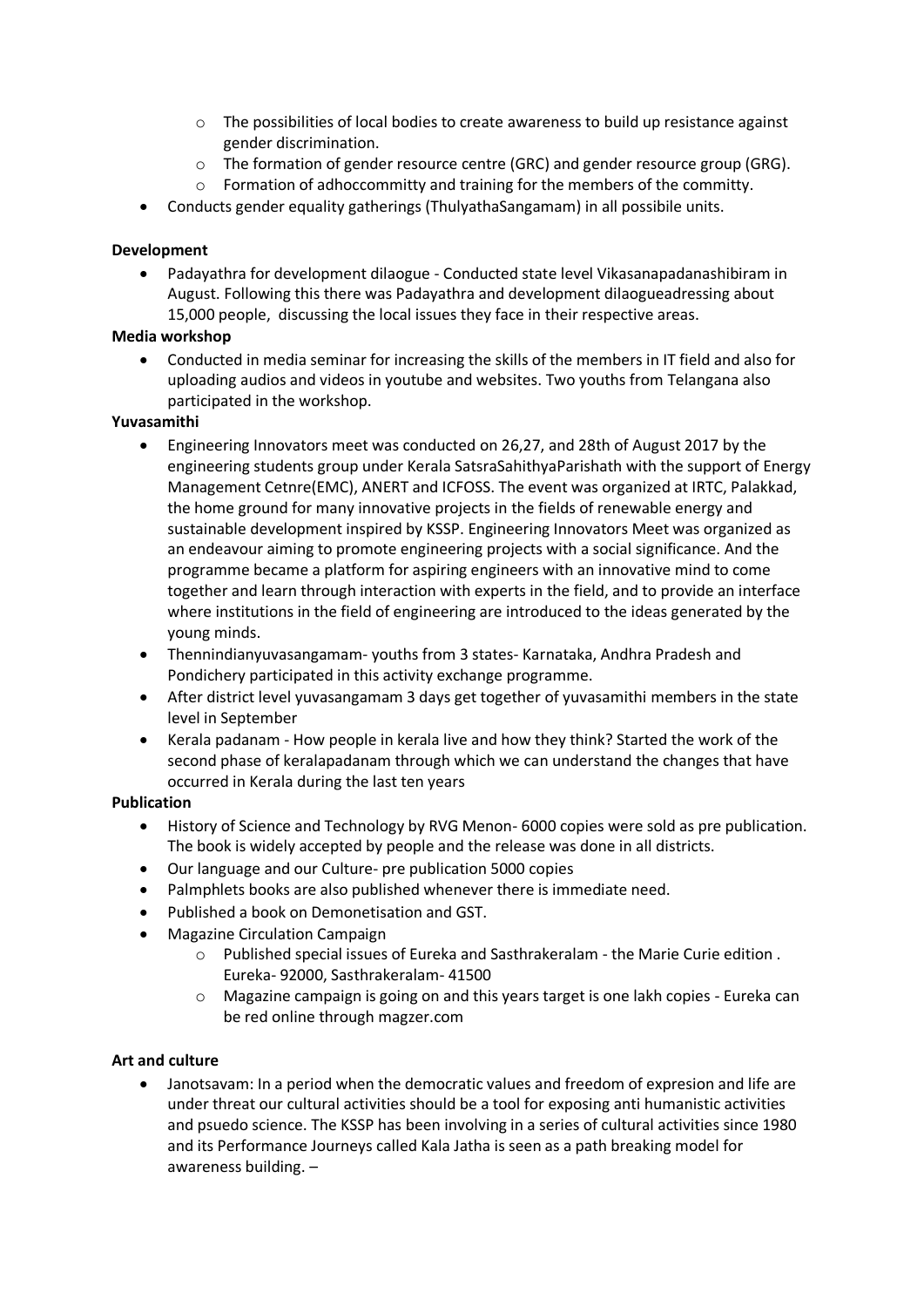- The possibilities of local bodies to create awareness to build up resistance against gender discrimination.
  - The formation of gender resource centre (GRC) and gender resource group (GRG).
  - Formation of adhoccommitty and training for the members of the committy.
- Conducts gender equality gatherings (ThulyathaSangamam) in all possibile units.

**Development**

- Padayathra for development dilaogue - Conducted state level Vikasanapadanashibiram in August. Following this there was Padayathra and development dilaogueadressing about 15,000 people, discussing the local issues they face in their respective areas.

**Media workshop**

- Conducted in media seminar for increasing the skills of the members in IT field and also for uploading audios and videos in youtube and websites. Two youths from Telangana also participated in the workshop.

**Yuvasamithi**

- Engineering Innovators meet was conducted on 26,27, and 28th of August 2017 by the engineering students group under Kerala SatsraSahithyaParishath with the support of Energy Management Cetnre(EMC), ANERT and ICFOSS. The event was organized at IRTC, Palakkad, the home ground for many innovative projects in the fields of renewable energy and sustainable development inspired by KSSP. Engineering Innovators Meet was organized as an endeavour aiming to promote engineering projects with a social significance. And the programme became a platform for aspiring engineers with an innovative mind to come together and learn through interaction with experts in the field, and to provide an interface where institutions in the field of engineering are introduced to the ideas generated by the young minds.
- Thennindianyuvasangamam- youths from 3 states- Karnataka, Andhra Pradesh and Pondichery participated in this activity exchange programme.
- After district level yuvasangamam 3 days get together of yuvasamithi members in the state level in September
- Kerala padanam - How people in kerala live and how they think? Started the work of the second phase of keralapadanam through which we can understand the changes that have occurred in Kerala during the last ten years

**Publication**

- History of Science and Technology by RVG Menon- 6000 copies were sold as pre publication. The book is widely accepted by people and the release was done in all districts.
- Our language and our Culture- pre publication 5000 copies
- Palmphlets books are also published whenever there is immediate need.
- Published a book on Demonetisation and GST.
- Magazine Circulation Campaign
  - Published special issues of Eureka and Sasthrakeralam - the Marie Curie edition . Eureka- 92000, Sasthrakeralam- 41500
  - Magazine campaign is going on and this years target is one lakh copies - Eureka can be red online through magzer.com

**Art and culture**

- Janotsavam: In a period when the democratic values and freedom of expresion and life are under threat our cultural activities should be a tool for exposing anti humanistic activities and psuedo science. The KSSP has been involving in a series of cultural activities since 1980 and its Performance Journeys called Kala Jatha is seen as a path breaking model for awareness building. –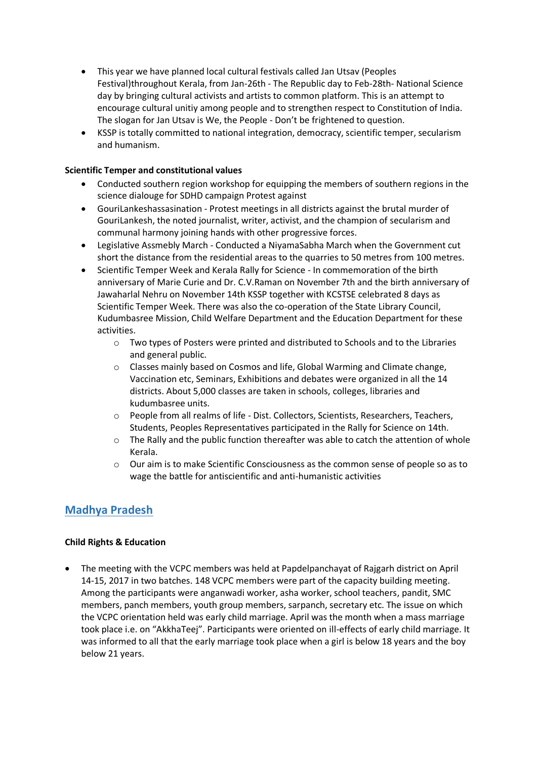- This year we have planned local cultural festivals called Jan Utsav (Peoples Festival)throughout Kerala, from Jan-26th - The Republic day to Feb-28th- National Science day by bringing cultural activists and artists to common platform. This is an attempt to encourage cultural unitiy among people and to strengthen respect to Constitution of India. The slogan for Jan Utsav is We, the People - Don't be frightened to question.
- KSSP is totally committed to national integration, democracy, scientific temper, secularism and humanism.

**Scientific Temper and constitutional values**

- Conducted southern region workshop for equipping the members of southern regions in the science dialouge for SDHD campaign Protest against
- GouriLankeshassasination - Protest meetings in all districts against the brutal murder of GouriLankesh, the noted journalist, writer, activist, and the champion of secularism and communal harmony joining hands with other progressive forces.
- Legislative Assmebly March - Conducted a NiyamaSabha March when the Government cut short the distance from the residential areas to the quarries to 50 metres from 100 metres.
- Scientific Temper Week and Kerala Rally for Science - In commemoration of the birth anniversary of Marie Curie and Dr. C.V.Raman on November 7th and the birth anniversary of Jawaharlal Nehru on November 14th KSSP together with KCSTSE celebrated 8 days as Scientific Temper Week. There was also the co-operation of the State Library Council, Kudumbasree Mission, Child Welfare Department and the Education Department for these activities.
    - Two types of Posters were printed and distributed to Schools and to the Libraries and general public.
    - Classes mainly based on Cosmos and life, Global Warming and Climate change, Vaccination etc, Seminars, Exhibitions and debates were organized in all the 14 districts. About 5,000 classes are taken in schools, colleges, libraries and kudumbasree units.
    - People from all realms of life - Dist. Collectors, Scientists, Researchers, Teachers, Students, Peoples Representatives participated in the Rally for Science on 14th.
    - The Rally and the public function thereafter was able to catch the attention of whole Kerala.
    - Our aim is to make Scientific Consciousness as the common sense of people so as to wage the battle for antiscientific and anti-humanistic activities

## Madhya Pradesh

**Child Rights & Education**

- The meeting with the VCPC members was held at Papdelpanchayat of Rajgarh district on April 14-15, 2017 in two batches. 148 VCPC members were part of the capacity building meeting. Among the participants were anganwadi worker, asha worker, school teachers, pandit, SMC members, panch members, youth group members, sarpanch, secretary etc. The issue on which the VCPC orientation held was early child marriage. April was the month when a mass marriage took place i.e. on "AkkhaTeej". Participants were oriented on ill-effects of early child marriage. It was informed to all that the early marriage took place when a girl is below 18 years and the boy below 21 years.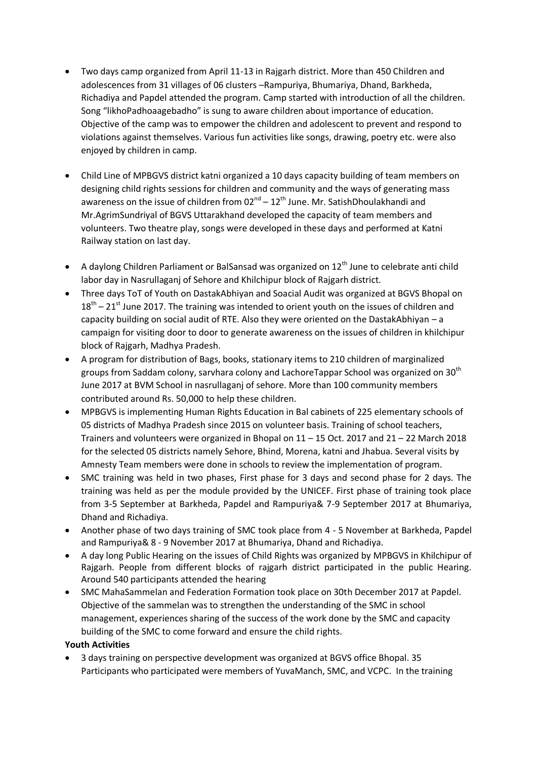- Two days camp organized from April 11-13 in Rajgarh district. More than 450 Children and adolescences from 31 villages of 06 clusters –Rampuriya, Bhumariya, Dhand, Barkheda, Richadiya and Papdel attended the program. Camp started with introduction of all the children. Song "likhoPadhoaagebadho" is sung to aware children about importance of education. Objective of the camp was to empower the children and adolescent to prevent and respond to violations against themselves. Various fun activities like songs, drawing, poetry etc. were also enjoyed by children in camp.

- Child Line of MPBGVS district katni organized a 10 days capacity building of team members on designing child rights sessions for children and community and the ways of generating mass awareness on the issue of children from 02nd – 12th June. Mr. SatishDhoulakhandi and Mr.AgrimSundriyal of BGVS Uttarakhand developed the capacity of team members and volunteers. Two theatre play, songs were developed in these days and performed at Katni Railway station on last day.

- A daylong Children Parliament or BalSansad was organized on 12th June to celebrate anti child labor day in Nasrullaganj of Sehore and Khilchipur block of Rajgarh district.
- Three days ToT of Youth on DastakAbhiyan and Soacial Audit was organized at BGVS Bhopal on 18th – 21st June 2017. The training was intended to orient youth on the issues of children and capacity building on social audit of RTE. Also they were oriented on the DastakAbhiyan – a campaign for visiting door to door to generate awareness on the issues of children in khilchipur block of Rajgarh, Madhya Pradesh.
- A program for distribution of Bags, books, stationary items to 210 children of marginalized groups from Saddam colony, sarvhara colony and LachoreTappar School was organized on 30th June 2017 at BVM School in nasrullaganj of sehore. More than 100 community members contributed around Rs. 50,000 to help these children.
- MPBGVS is implementing Human Rights Education in Bal cabinets of 225 elementary schools of 05 districts of Madhya Pradesh since 2015 on volunteer basis. Training of school teachers, Trainers and volunteers were organized in Bhopal on 11 – 15 Oct. 2017 and 21 – 22 March 2018 for the selected 05 districts namely Sehore, Bhind, Morena, katni and Jhabua. Several visits by Amnesty Team members were done in schools to review the implementation of program.
- SMC training was held in two phases, First phase for 3 days and second phase for 2 days. The training was held as per the module provided by the UNICEF. First phase of training took place from 3-5 September at Barkheda, Papdel and Rampuriya& 7-9 September 2017 at Bhumariya, Dhand and Richadiya.
- Another phase of two days training of SMC took place from 4 - 5 November at Barkheda, Papdel and Rampuriya& 8 - 9 November 2017 at Bhumariya, Dhand and Richadiya.
- A day long Public Hearing on the issues of Child Rights was organized by MPBGVS in Khilchipur of Rajgarh. People from different blocks of rajgarh district participated in the public Hearing. Around 540 participants attended the hearing
- SMC MahaSammelan and Federation Formation took place on 30th December 2017 at Papdel. Objective of the sammelan was to strengthen the understanding of the SMC in school management, experiences sharing of the success of the work done by the SMC and capacity building of the SMC to come forward and ensure the child rights.

**Youth Activities**

- 3 days training on perspective development was organized at BGVS office Bhopal. 35 Participants who participated were members of YuvaManch, SMC, and VCPC. In the training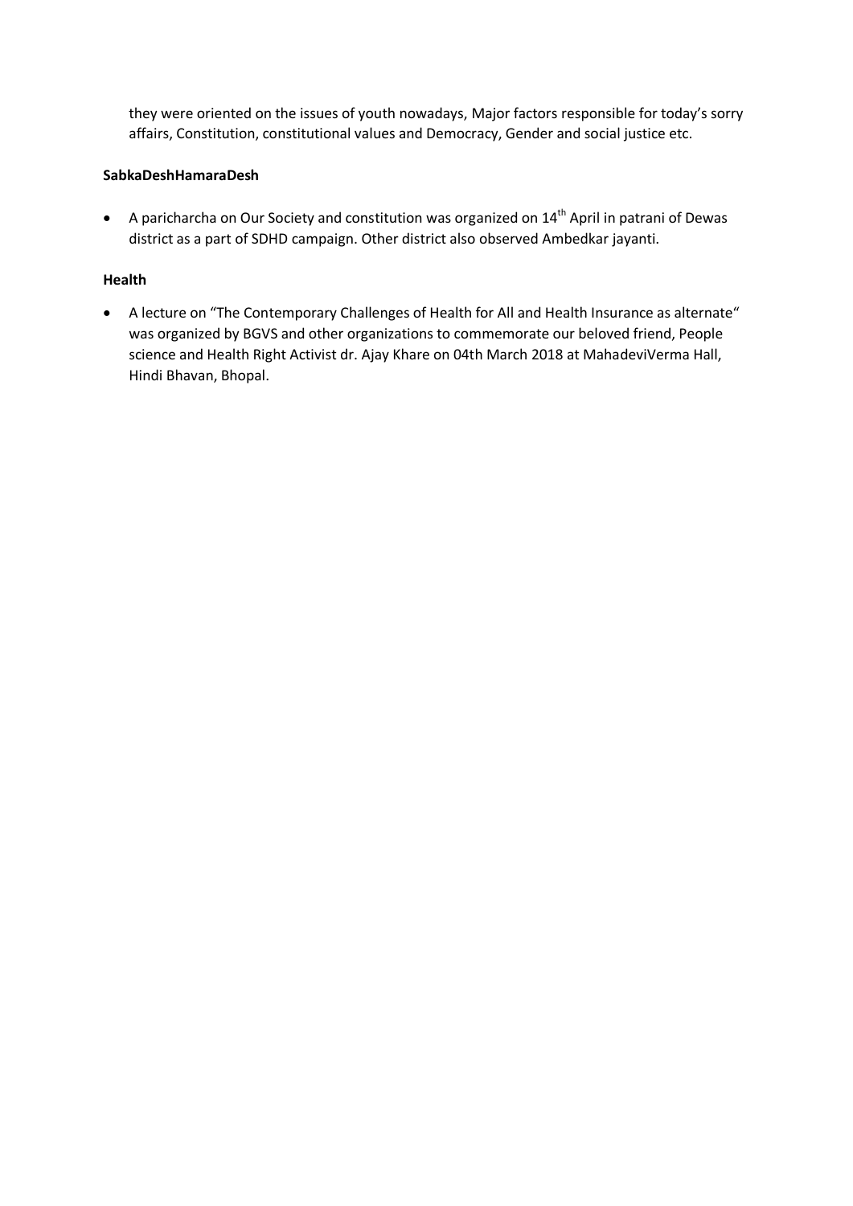they were oriented on the issues of youth nowadays, Major factors responsible for today's sorry affairs, Constitution, constitutional values and Democracy, Gender and social justice etc.

**SabkaDeshHamaraDesh**

- A paricharcha on Our Society and constitution was organized on 14th April in patrani of Dewas district as a part of SDHD campaign. Other district also observed Ambedkar jayanti.

**Health**

- A lecture on "The Contemporary Challenges of Health for All and Health Insurance as alternate" was organized by BGVS and other organizations to commemorate our beloved friend, People science and Health Right Activist dr. Ajay Khare on 04th March 2018 at MahadeviVerma Hall, Hindi Bhavan, Bhopal.